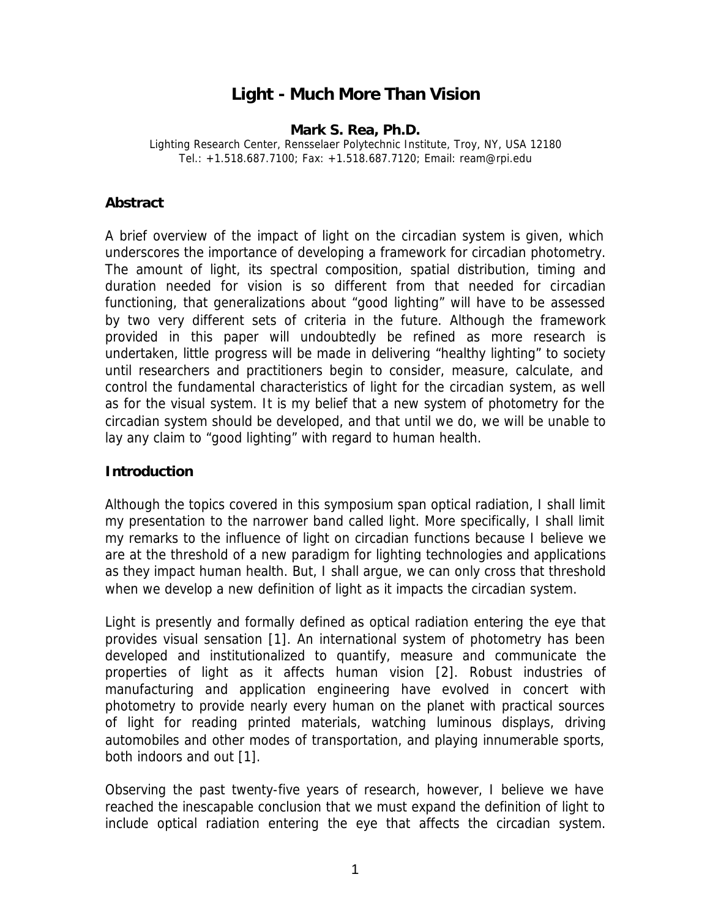# Light - Much More Than Vision

**Mark S. Rea, Ph.D.**

Lighting Research Center, Rensselaer Polytechnic Institute, Troy, NY, USA 12180
Tel.: +1.518.687.7100; Fax: +1.518.687.7120; Email: ream@rpi.edu

## Abstract

A brief overview of the impact of light on the circadian system is given, which underscores the importance of developing a framework for circadian photometry. The amount of light, its spectral composition, spatial distribution, timing and duration needed for vision is so different from that needed for circadian functioning, that generalizations about "good lighting" will have to be assessed by two very different sets of criteria in the future. Although the framework provided in this paper will undoubtedly be refined as more research is undertaken, little progress will be made in delivering "healthy lighting" to society until researchers and practitioners begin to consider, measure, calculate, and control the fundamental characteristics of light for the circadian system, as well as for the visual system. It is my belief that a new system of photometry for the circadian system should be developed, and that until we do, we will be unable to lay any claim to "good lighting" with regard to human health.

## Introduction

Although the topics covered in this symposium span optical radiation, I shall limit my presentation to the narrower band called light. More specifically, I shall limit my remarks to the influence of light on circadian functions because I believe we are at the threshold of a new paradigm for lighting technologies and applications as they impact human health. But, I shall argue, we can only cross that threshold when we develop a new definition of light as it impacts the circadian system.

Light is presently and formally defined as optical radiation entering the eye that provides visual sensation [1]. An international system of photometry has been developed and institutionalized to quantify, measure and communicate the properties of light as it affects human vision [2]. Robust industries of manufacturing and application engineering have evolved in concert with photometry to provide nearly every human on the planet with practical sources of light for reading printed materials, watching luminous displays, driving automobiles and other modes of transportation, and playing innumerable sports, both indoors and out [1].

Observing the past twenty-five years of research, however, I believe we have reached the inescapable conclusion that we must expand the definition of light to include optical radiation entering the eye that affects the circadian system.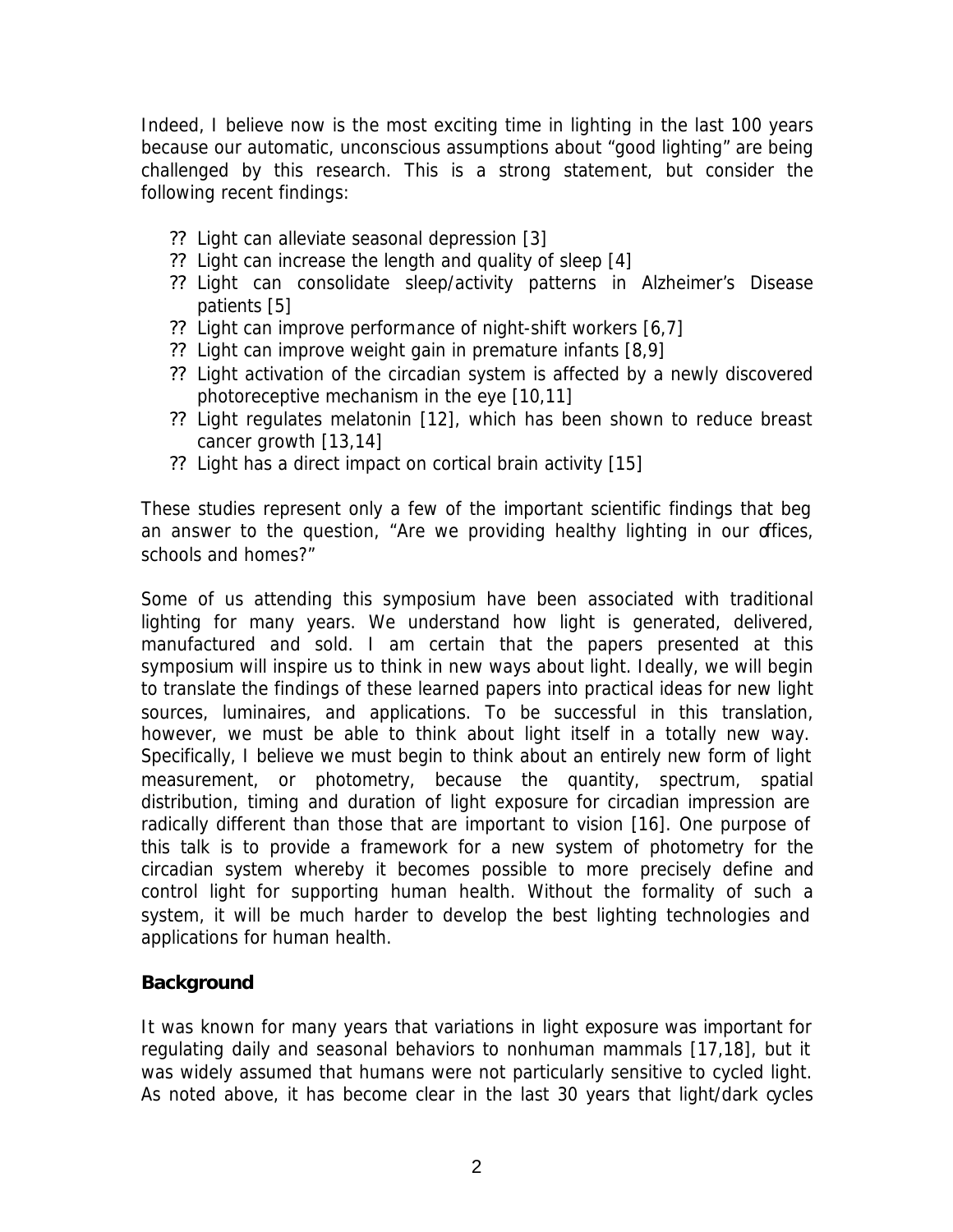Indeed, I believe now is the most exciting time in lighting in the last 100 years because our automatic, unconscious assumptions about "good lighting" are being challenged by this research. This is a strong statement, but consider the following recent findings:

- Light can alleviate seasonal depression [3]
- Light can increase the length and quality of sleep [4]
- Light can consolidate sleep/activity patterns in Alzheimer's Disease patients [5]
- Light can improve performance of night-shift workers [6,7]
- Light can improve weight gain in premature infants [8,9]
- Light activation of the circadian system is affected by a newly discovered photoreceptive mechanism in the eye [10,11]
- Light regulates melatonin [12], which has been shown to reduce breast cancer growth [13,14]
- Light has a direct impact on cortical brain activity [15]

These studies represent only a few of the important scientific findings that beg an answer to the question, "Are we providing healthy lighting in our offices, schools and homes?"

Some of us attending this symposium have been associated with traditional lighting for many years. We understand how light is generated, delivered, manufactured and sold. I am certain that the papers presented at this symposium will inspire us to think in new ways about light. Ideally, we will begin to translate the findings of these learned papers into practical ideas for new light sources, luminaires, and applications. To be successful in this translation, however, we must be able to think about light itself in a totally new way. Specifically, I believe we must begin to think about an entirely new form of light measurement, or photometry, because the quantity, spectrum, spatial distribution, timing and duration of light exposure for circadian impression are radically different than those that are important to vision [16]. One purpose of this talk is to provide a framework for a new system of photometry for the circadian system whereby it becomes possible to more precisely define and control light for supporting human health. Without the formality of such a system, it will be much harder to develop the best lighting technologies and applications for human health.

## Background

It was known for many years that variations in light exposure was important for regulating daily and seasonal behaviors to nonhuman mammals [17,18], but it was widely assumed that humans were not particularly sensitive to cycled light. As noted above, it has become clear in the last 30 years that light/dark cycles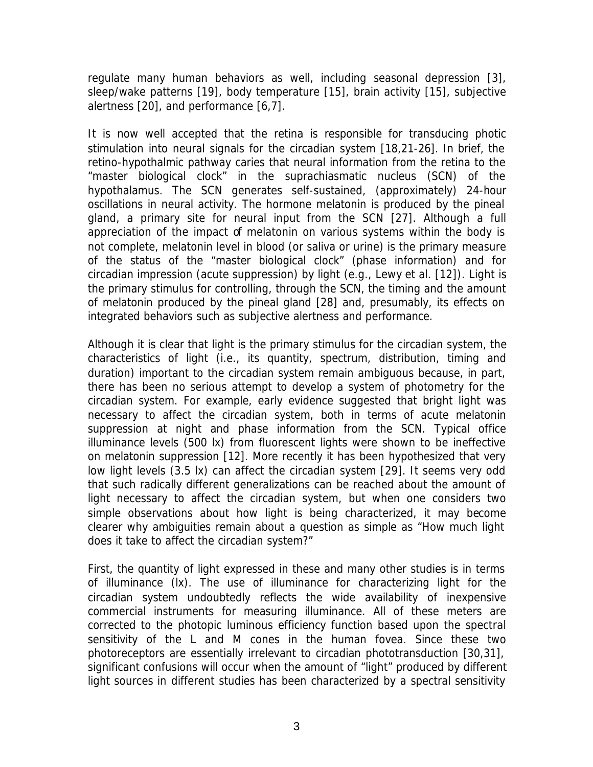regulate many human behaviors as well, including seasonal depression [3], sleep/wake patterns [19], body temperature [15], brain activity [15], subjective alertness [20], and performance [6,7].

It is now well accepted that the retina is responsible for transducing photic stimulation into neural signals for the circadian system [18,21-26]. In brief, the retino-hypothalmic pathway caries that neural information from the retina to the "master biological clock" in the suprachiasmatic nucleus (SCN) of the hypothalamus. The SCN generates self-sustained, (approximately) 24-hour oscillations in neural activity. The hormone melatonin is produced by the pineal gland, a primary site for neural input from the SCN [27]. Although a full appreciation of the impact of melatonin on various systems within the body is not complete, melatonin level in blood (or saliva or urine) is the primary measure of the status of the "master biological clock" (phase information) and for circadian impression (acute suppression) by light (e.g., Lewy et al. [12]). Light is the primary stimulus for controlling, through the SCN, the timing and the amount of melatonin produced by the pineal gland [28] and, presumably, its effects on integrated behaviors such as subjective alertness and performance.

Although it is clear that light is the primary stimulus for the circadian system, the characteristics of light (i.e., its quantity, spectrum, distribution, timing and duration) important to the circadian system remain ambiguous because, in part, there has been no serious attempt to develop a system of photometry for the circadian system. For example, early evidence suggested that bright light was necessary to affect the circadian system, both in terms of acute melatonin suppression at night and phase information from the SCN. Typical office illuminance levels (500 lx) from fluorescent lights were shown to be ineffective on melatonin suppression [12]. More recently it has been hypothesized that very low light levels (3.5 lx) can affect the circadian system [29]. It seems very odd that such radically different generalizations can be reached about the amount of light necessary to affect the circadian system, but when one considers two simple observations about how light is being characterized, it may become clearer why ambiguities remain about a question as simple as "How much light does it take to affect the circadian system?"

First, the quantity of light expressed in these and many other studies is in terms of illuminance (lx). The use of illuminance for characterizing light for the circadian system undoubtedly reflects the wide availability of inexpensive commercial instruments for measuring illuminance. All of these meters are corrected to the photopic luminous efficiency function based upon the spectral sensitivity of the L and M cones in the human fovea. Since these two photoreceptors are essentially irrelevant to circadian phototransduction [30,31], significant confusions will occur when the amount of "light" produced by different light sources in different studies has been characterized by a spectral sensitivity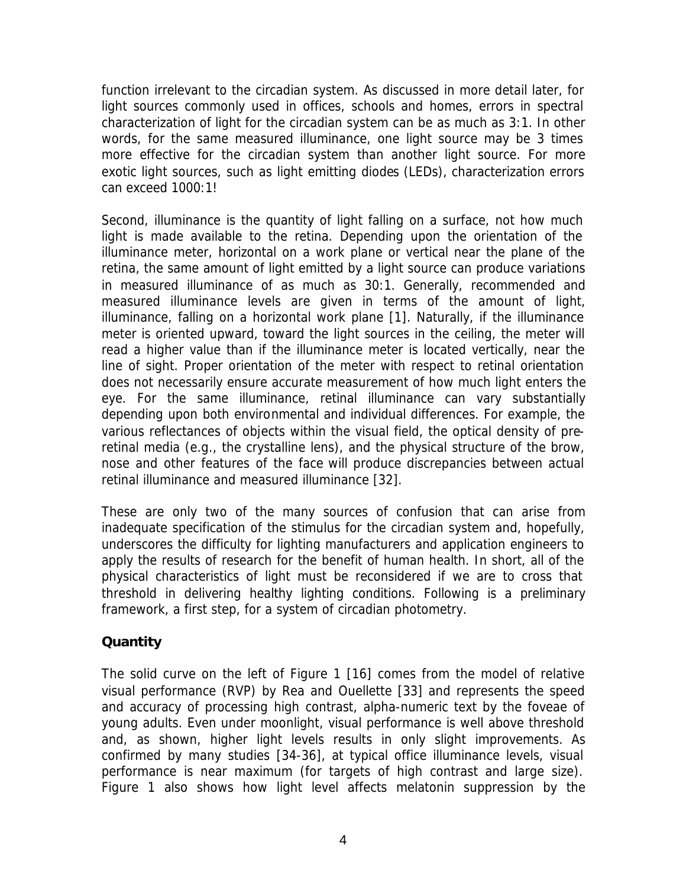function irrelevant to the circadian system. As discussed in more detail later, for light sources commonly used in offices, schools and homes, errors in spectral characterization of light for the circadian system can be as much as 3:1. In other words, for the same measured illuminance, one light source may be 3 times more effective for the circadian system than another light source. For more exotic light sources, such as light emitting diodes (LEDs), characterization errors can exceed 1000:1!

Second, illuminance is the quantity of light falling on a surface, not how much light is made available to the retina. Depending upon the orientation of the illuminance meter, horizontal on a work plane or vertical near the plane of the retina, the same amount of light emitted by a light source can produce variations in measured illuminance of as much as 30:1. Generally, recommended and measured illuminance levels are given in terms of the amount of light, illuminance, falling on a horizontal work plane [1]. Naturally, if the illuminance meter is oriented upward, toward the light sources in the ceiling, the meter will read a higher value than if the illuminance meter is located vertically, near the line of sight. Proper orientation of the meter with respect to retinal orientation does not necessarily ensure accurate measurement of how much light enters the eye. For the same illuminance, retinal illuminance can vary substantially depending upon both environmental and individual differences. For example, the various reflectances of objects within the visual field, the optical density of pre-retinal media (e.g., the crystalline lens), and the physical structure of the brow, nose and other features of the face will produce discrepancies between actual retinal illuminance and measured illuminance [32].

These are only two of the many sources of confusion that can arise from inadequate specification of the stimulus for the circadian system and, hopefully, underscores the difficulty for lighting manufacturers and application engineers to apply the results of research for the benefit of human health. In short, all of the physical characteristics of light must be reconsidered if we are to cross that threshold in delivering healthy lighting conditions. Following is a preliminary framework, a first step, for a system of circadian photometry.

## Quantity

The solid curve on the left of Figure 1 [16] comes from the model of relative visual performance (RVP) by Rea and Ouellette [33] and represents the speed and accuracy of processing high contrast, alpha-numeric text by the foveae of young adults. Even under moonlight, visual performance is well above threshold and, as shown, higher light levels results in only slight improvements. As confirmed by many studies [34-36], at typical office illuminance levels, visual performance is near maximum (for targets of high contrast and large size). Figure 1 also shows how light level affects melatonin suppression by the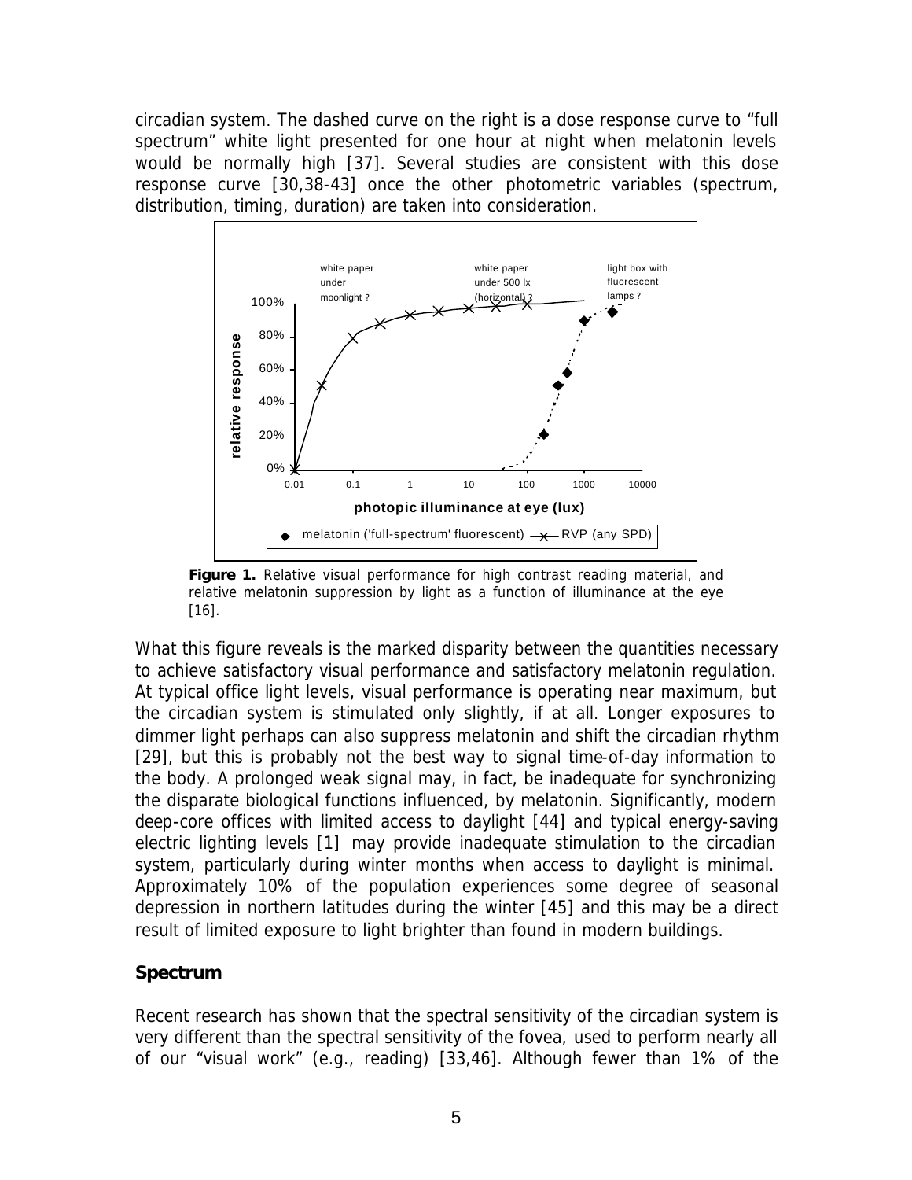circadian system. The dashed curve on the right is a dose response curve to "full spectrum" white light presented for one hour at night when melatonin levels would be normally high [37]. Several studies are consistent with this dose response curve [30,38-43] once the other photometric variables (spectrum, distribution, timing, duration) are taken into consideration.

**Figure 1.** Relative visual performance for high contrast reading material, and relative melatonin suppression by light as a function of illuminance at the eye [16].

What this figure reveals is the marked disparity between the quantities necessary to achieve satisfactory visual performance and satisfactory melatonin regulation. At typical office light levels, visual performance is operating near maximum, but the circadian system is stimulated only slightly, if at all. Longer exposures to dimmer light perhaps can also suppress melatonin and shift the circadian rhythm [29], but this is probably not the best way to signal time-of-day information to the body. A prolonged weak signal may, in fact, be inadequate for synchronizing the disparate biological functions influenced, by melatonin. Significantly, modern deep-core offices with limited access to daylight [44] and typical energy-saving electric lighting levels [1] may provide inadequate stimulation to the circadian system, particularly during winter months when access to daylight is minimal. Approximately 10% of the population experiences some degree of seasonal depression in northern latitudes during the winter [45] and this may be a direct result of limited exposure to light brighter than found in modern buildings.

## Spectrum

Recent research has shown that the spectral sensitivity of the circadian system is very different than the spectral sensitivity of the fovea, used to perform nearly all of our "visual work" (e.g., reading) [33,46]. Although fewer than 1% of the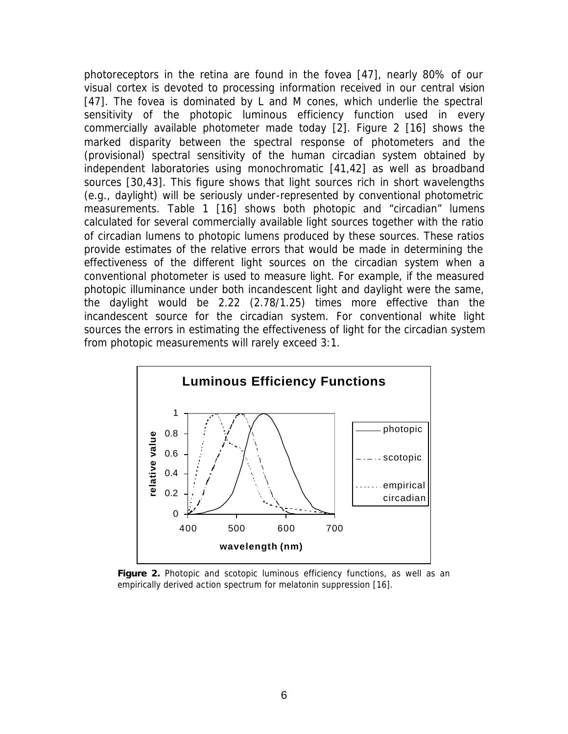photoreceptors in the retina are found in the fovea [47], nearly 80% of our visual cortex is devoted to processing information received in our central vision [47]. The fovea is dominated by L and M cones, which underlie the spectral sensitivity of the photopic luminous efficiency function used in every commercially available photometer made today [2]. Figure 2 [16] shows the marked disparity between the spectral response of photometers and the (provisional) spectral sensitivity of the human circadian system obtained by independent laboratories using monochromatic [41,42] as well as broadband sources [30,43]. This figure shows that light sources rich in short wavelengths (e.g., daylight) will be seriously under-represented by conventional photometric measurements. Table 1 [16] shows both photopic and "circadian" lumens calculated for several commercially available light sources together with the ratio of circadian lumens to photopic lumens produced by these sources. These ratios provide estimates of the relative errors that would be made in determining the effectiveness of the different light sources on the circadian system when a conventional photometer is used to measure light. For example, if the measured photopic illuminance under both incandescent light and daylight were the same, the daylight would be 2.22 (2.78/1.25) times more effective than the incandescent source for the circadian system. For conventional white light sources the errors in estimating the effectiveness of light for the circadian system from photopic measurements will rarely exceed 3:1.

**Figure 2.** Photopic and scotopic luminous efficiency functions, as well as an empirically derived action spectrum for melatonin suppression [16].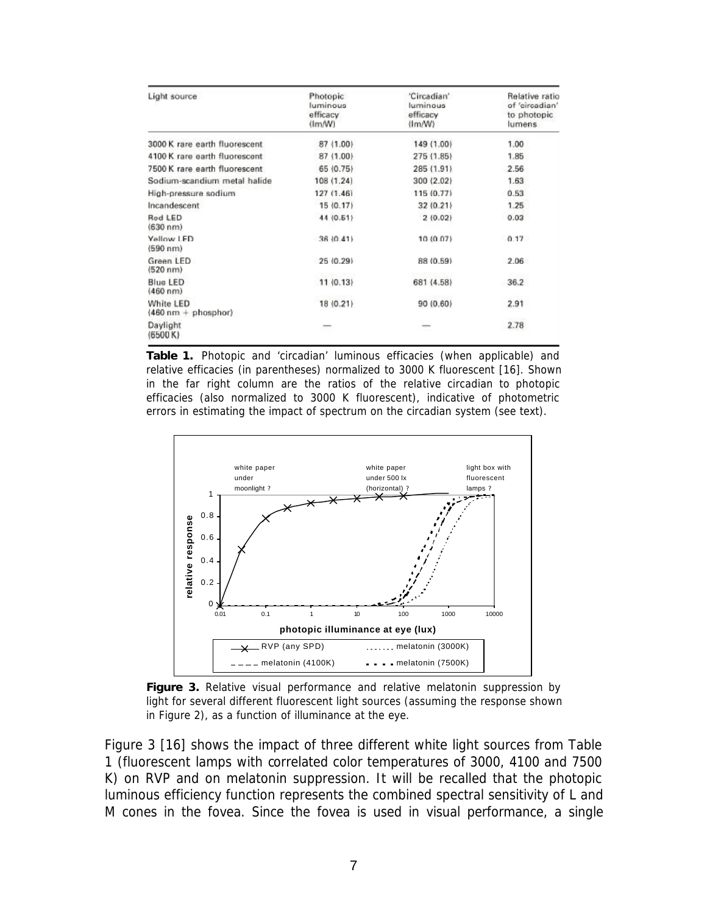| Light source | Photopic luminous efficacy (lm/W) | 'Circadian' luminous efficacy (lm/W) | Relative ratio of 'circadian' to photopic lumens |
|---|---|---|---|
| 3000 K rare earth fluorescent | 87 (1.00) | 149 (1.00) | 1.00 |
| 4100 K rare earth fluorescent | 87 (1.00) | 275 (1.85) | 1.85 |
| 7500 K rare earth fluorescent | 65 (0.75) | 285 (1.91) | 2.56 |
| Sodium-scandium metal halide | 108 (1.24) | 300 (2.02) | 1.63 |
| High-pressure sodium | 127 (1.46) | 115 (0.77) | 0.53 |
| Incandescent | 15 (0.17) | 32 (0.21) | 1.25 |
| Red LED (630 nm) | 44 (0.51) | 2 (0.02) | 0.03 |
| Yellow LED (590 nm) | 36 (0.41) | 10 (0.07) | 0.17 |
| Green LED (520 nm) | 25 (0.29) | 88 (0.59) | 2.06 |
| Blue LED (460 nm) | 11 (0.13) | 681 (4.58) | 36.2 |
| White LED (460 nm + phosphor) | 18 (0.21) | 90 (0.60) | 2.91 |
| Daylight (6500 K) | — | — | 2.78 |

**Table 1.** Photopic and 'circadian' luminous efficacies (when applicable) and relative efficacies (in parentheses) normalized to 3000 K fluorescent [16]. Shown in the far right column are the ratios of the relative circadian to photopic efficacies (also normalized to 3000 K fluorescent), indicative of photometric errors in estimating the impact of spectrum on the circadian system (see text).

**Figure 3.** Relative visual performance and relative melatonin suppression by light for several different fluorescent light sources (assuming the response shown in Figure 2), as a function of illuminance at the eye.

Figure 3 [16] shows the impact of three different white light sources from Table 1 (fluorescent lamps with correlated color temperatures of 3000, 4100 and 7500 K) on RVP and on melatonin suppression. It will be recalled that the photopic luminous efficiency function represents the combined spectral sensitivity of L and M cones in the fovea. Since the fovea is used in visual performance, a single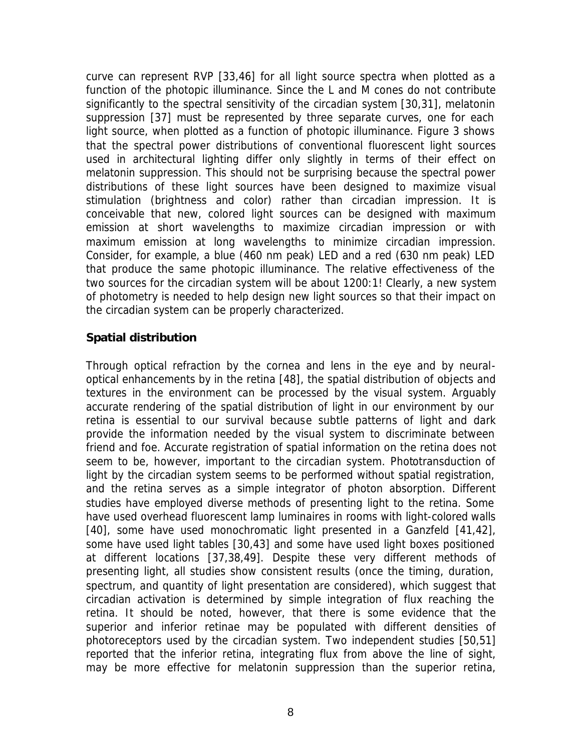curve can represent RVP [33,46] for all light source spectra when plotted as a function of the photopic illuminance. Since the L and M cones do not contribute significantly to the spectral sensitivity of the circadian system [30,31], melatonin suppression [37] must be represented by three separate curves, one for each light source, when plotted as a function of photopic illuminance. Figure 3 shows that the spectral power distributions of conventional fluorescent light sources used in architectural lighting differ only slightly in terms of their effect on melatonin suppression. This should not be surprising because the spectral power distributions of these light sources have been designed to maximize visual stimulation (brightness and color) rather than circadian impression. It is conceivable that new, colored light sources can be designed with maximum emission at short wavelengths to maximize circadian impression or with maximum emission at long wavelengths to minimize circadian impression. Consider, for example, a blue (460 nm peak) LED and a red (630 nm peak) LED that produce the same photopic illuminance. The relative effectiveness of the two sources for the circadian system will be about 1200:1! Clearly, a new system of photometry is needed to help design new light sources so that their impact on the circadian system can be properly characterized.

## Spatial distribution

Through optical refraction by the cornea and lens in the eye and by neural-optical enhancements by in the retina [48], the spatial distribution of objects and textures in the environment can be processed by the visual system. Arguably accurate rendering of the spatial distribution of light in our environment by our retina is essential to our survival because subtle patterns of light and dark provide the information needed by the visual system to discriminate between friend and foe. Accurate registration of spatial information on the retina does not seem to be, however, important to the circadian system. Phototransduction of light by the circadian system seems to be performed without spatial registration, and the retina serves as a simple integrator of photon absorption. Different studies have employed diverse methods of presenting light to the retina. Some have used overhead fluorescent lamp luminaires in rooms with light-colored walls [40], some have used monochromatic light presented in a Ganzfeld [41,42], some have used light tables [30,43] and some have used light boxes positioned at different locations [37,38,49]. Despite these very different methods of presenting light, all studies show consistent results (once the timing, duration, spectrum, and quantity of light presentation are considered), which suggest that circadian activation is determined by simple integration of flux reaching the retina. It should be noted, however, that there is some evidence that the superior and inferior retinae may be populated with different densities of photoreceptors used by the circadian system. Two independent studies [50,51] reported that the inferior retina, integrating flux from above the line of sight, may be more effective for melatonin suppression than the superior retina,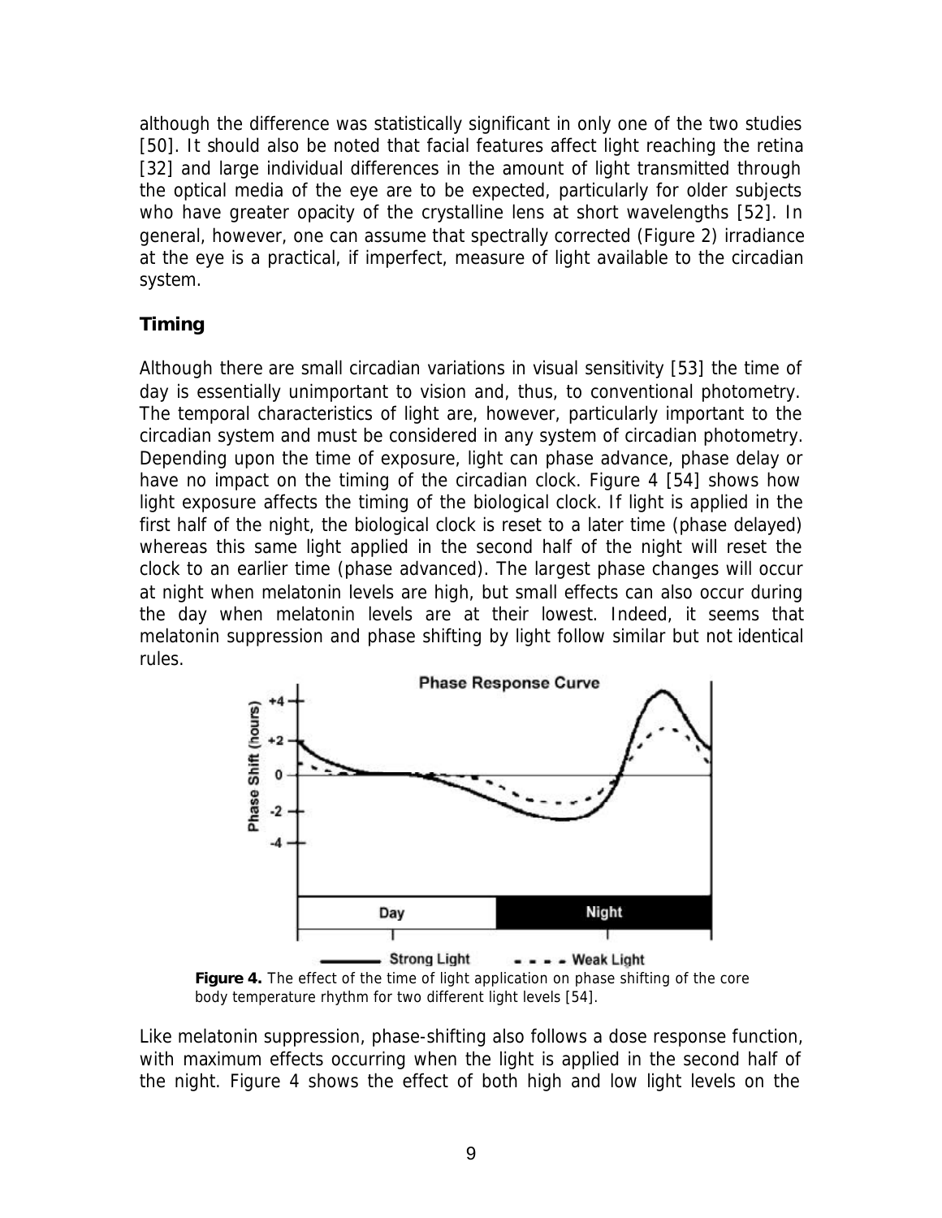although the difference was statistically significant in only one of the two studies [50]. It should also be noted that facial features affect light reaching the retina [32] and large individual differences in the amount of light transmitted through the optical media of the eye are to be expected, particularly for older subjects who have greater opacity of the crystalline lens at short wavelengths [52]. In general, however, one can assume that spectrally corrected (Figure 2) irradiance at the eye is a practical, if imperfect, measure of light available to the circadian system.

## Timing

Although there are small circadian variations in visual sensitivity [53] the time of day is essentially unimportant to vision and, thus, to conventional photometry. The temporal characteristics of light are, however, particularly important to the circadian system and must be considered in any system of circadian photometry. Depending upon the time of exposure, light can phase advance, phase delay or have no impact on the timing of the circadian clock. Figure 4 [54] shows how light exposure affects the timing of the biological clock. If light is applied in the first half of the night, the biological clock is reset to a later time (phase delayed) whereas this same light applied in the second half of the night will reset the clock to an earlier time (phase advanced). The largest phase changes will occur at night when melatonin levels are high, but small effects can also occur during the day when melatonin levels are at their lowest. Indeed, it seems that melatonin suppression and phase shifting by light follow similar but not identical rules.

**Figure 4.** The effect of the time of light application on phase shifting of the core body temperature rhythm for two different light levels [54].

Like melatonin suppression, phase-shifting also follows a dose response function, with maximum effects occurring when the light is applied in the second half of the night. Figure 4 shows the effect of both high and low light levels on the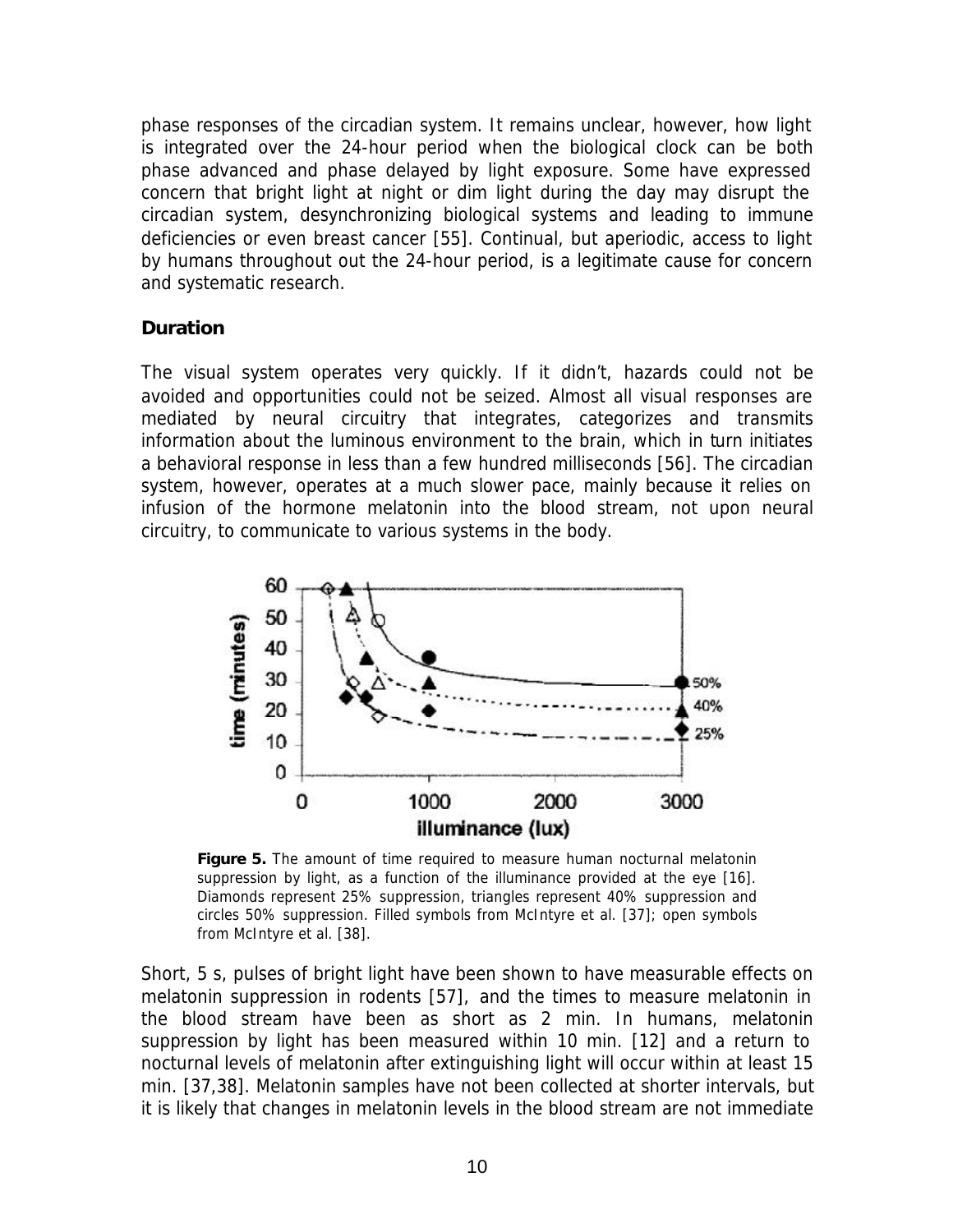phase responses of the circadian system. It remains unclear, however, how light is integrated over the 24-hour period when the biological clock can be both phase advanced and phase delayed by light exposure. Some have expressed concern that bright light at night or dim light during the day may disrupt the circadian system, desynchronizing biological systems and leading to immune deficiencies or even breast cancer [55]. Continual, but aperiodic, access to light by humans throughout out the 24-hour period, is a legitimate cause for concern and systematic research.

### Duration

The visual system operates very quickly. If it didn't, hazards could not be avoided and opportunities could not be seized. Almost all visual responses are mediated by neural circuitry that integrates, categorizes and transmits information about the luminous environment to the brain, which in turn initiates a behavioral response in less than a few hundred milliseconds [56]. The circadian system, however, operates at a much slower pace, mainly because it relies on infusion of the hormone melatonin into the blood stream, not upon neural circuitry, to communicate to various systems in the body.

**Figure 5.** The amount of time required to measure human nocturnal melatonin suppression by light, as a function of the illuminance provided at the eye [16]. Diamonds represent 25% suppression, triangles represent 40% suppression and circles 50% suppression. Filled symbols from McIntyre et al. [37]; open symbols from McIntyre et al. [38].

Short, 5 s, pulses of bright light have been shown to have measurable effects on melatonin suppression in rodents [57], and the times to measure melatonin in the blood stream have been as short as 2 min. In humans, melatonin suppression by light has been measured within 10 min. [12] and a return to nocturnal levels of melatonin after extinguishing light will occur within at least 15 min. [37,38]. Melatonin samples have not been collected at shorter intervals, but it is likely that changes in melatonin levels in the blood stream are not immediate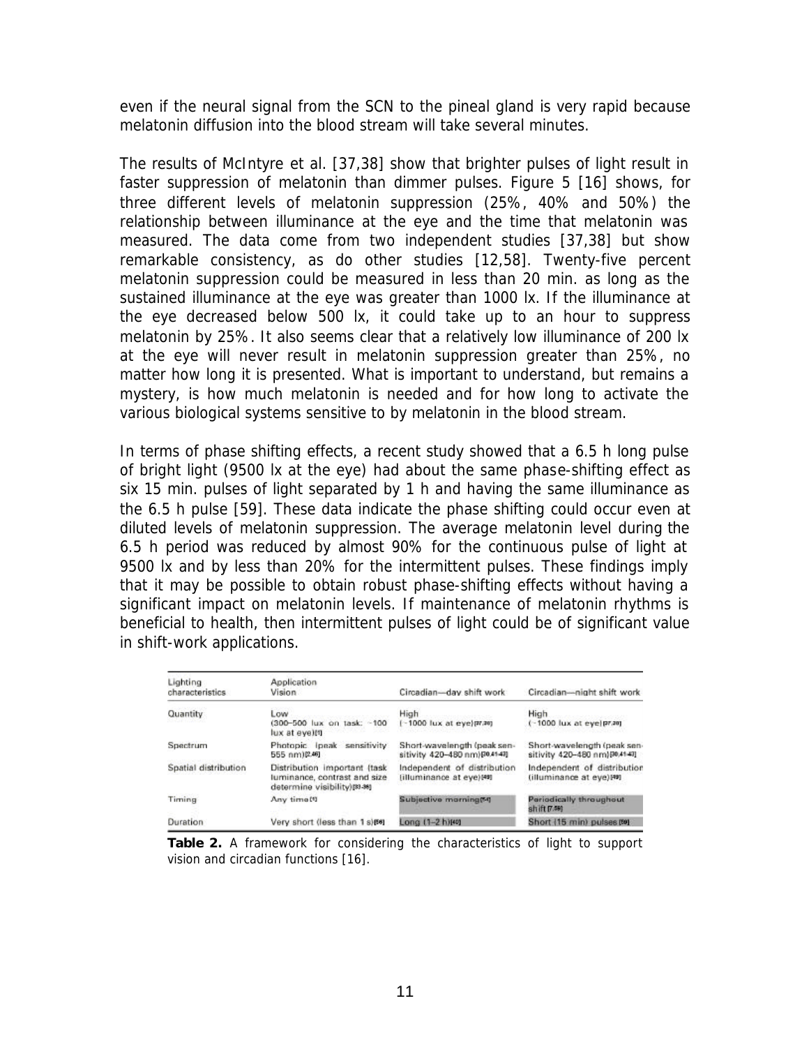even if the neural signal from the SCN to the pineal gland is very rapid because melatonin diffusion into the blood stream will take several minutes.

The results of McIntyre et al. [37,38] show that brighter pulses of light result in faster suppression of melatonin than dimmer pulses. Figure 5 [16] shows, for three different levels of melatonin suppression (25%, 40% and 50%) the relationship between illuminance at the eye and the time that melatonin was measured. The data come from two independent studies [37,38] but show remarkable consistency, as do other studies [12,58]. Twenty-five percent melatonin suppression could be measured in less than 20 min. as long as the sustained illuminance at the eye was greater than 1000 lx. If the illuminance at the eye decreased below 500 lx, it could take up to an hour to suppress melatonin by 25%. It also seems clear that a relatively low illuminance of 200 lx at the eye will never result in melatonin suppression greater than 25%, no matter how long it is presented. What is important to understand, but remains a mystery, is how much melatonin is needed and for how long to activate the various biological systems sensitive to by melatonin in the blood stream.

In terms of phase shifting effects, a recent study showed that a 6.5 h long pulse of bright light (9500 lx at the eye) had about the same phase-shifting effect as six 15 min. pulses of light separated by 1 h and having the same illuminance as the 6.5 h pulse [59]. These data indicate the phase shifting could occur even at diluted levels of melatonin suppression. The average melatonin level during the 6.5 h period was reduced by almost 90% for the continuous pulse of light at 9500 lx and by less than 20% for the intermittent pulses. These findings imply that it may be possible to obtain robust phase-shifting effects without having a significant impact on melatonin levels. If maintenance of melatonin rhythms is beneficial to health, then intermittent pulses of light could be of significant value in shift-work applications.

| Lighting characteristics | Application Vision | Circadian—day shift work | Circadian—night shift work |
|---|---|---|---|
| Quantity | Low (300–500 lux on task; ~100 lux at eye)[1] | High (~1000 lux at eye)[37,38] | High (~1000 lux at eye)[37,38] |
| Spectrum | Photopic (peak sensitivity 555 nm)[2,46] | Short-wavelength (peak sensitivity 420–480 nm)[20,41-43] | Short-wavelength (peak sensitivity 420–480 nm)[20,41-43] |
| Spatial distribution | Distribution important (task luminance, contrast and size determine visibility)[33-36] | Independent of distribution (illuminance at eye)[49] | Independent of distribution (illuminance at eye)[49] |
| Timing | Any time[1] | Subjective morning[54] | Periodically throughout shift[7,59] |
| Duration | Very short (less than 1 s)[56] | Long (1–2 h)[40] | Short (15 min) pulses[59] |

**Table 2.** A framework for considering the characteristics of light to support vision and circadian functions [16].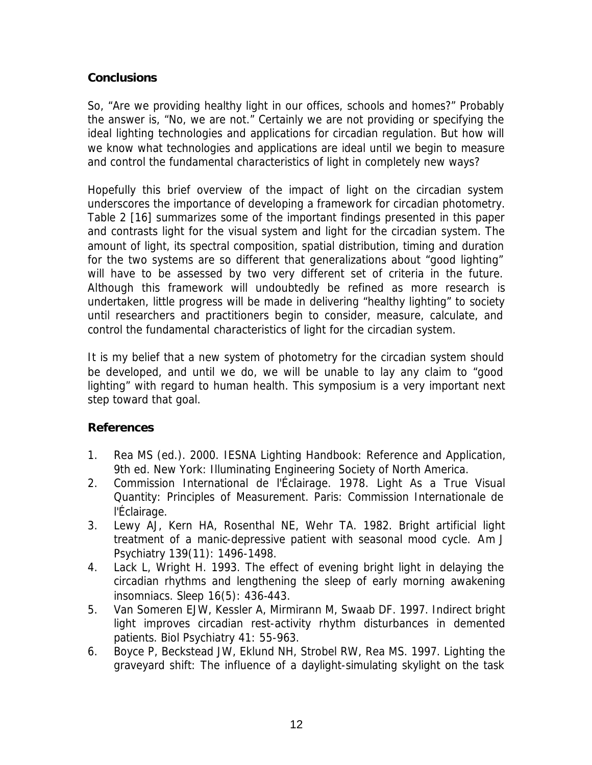## Conclusions

So, "Are we providing healthy light in our offices, schools and homes?" Probably the answer is, "No, we are not." Certainly we are not providing or specifying the ideal lighting technologies and applications for circadian regulation. But how will we know what technologies and applications are ideal until we begin to measure and control the fundamental characteristics of light in completely new ways?

Hopefully this brief overview of the impact of light on the circadian system underscores the importance of developing a framework for circadian photometry. Table 2 [16] summarizes some of the important findings presented in this paper and contrasts light for the visual system and light for the circadian system. The amount of light, its spectral composition, spatial distribution, timing and duration for the two systems are so different that generalizations about "good lighting" will have to be assessed by two very different set of criteria in the future. Although this framework will undoubtedly be refined as more research is undertaken, little progress will be made in delivering "healthy lighting" to society until researchers and practitioners begin to consider, measure, calculate, and control the fundamental characteristics of light for the circadian system.

It is my belief that a new system of photometry for the circadian system should be developed, and until we do, we will be unable to lay any claim to "good lighting" with regard to human health. This symposium is a very important next step toward that goal.

## References

1. Rea MS (ed.). 2000. IESNA Lighting Handbook: Reference and Application, 9th ed. New York: Illuminating Engineering Society of North America.
2. Commission International de l'Éclairage. 1978. Light As a True Visual Quantity: Principles of Measurement. Paris: Commission Internationale de l'Éclairage.
3. Lewy AJ, Kern HA, Rosenthal NE, Wehr TA. 1982. Bright artificial light treatment of a manic-depressive patient with seasonal mood cycle. Am J Psychiatry 139(11): 1496-1498.
4. Lack L, Wright H. 1993. The effect of evening bright light in delaying the circadian rhythms and lengthening the sleep of early morning awakening insomniacs. Sleep 16(5): 436-443.
5. Van Someren EJW, Kessler A, Mirmirann M, Swaab DF. 1997. Indirect bright light improves circadian rest-activity rhythm disturbances in demented patients. Biol Psychiatry 41: 55-963.
6. Boyce P, Beckstead JW, Eklund NH, Strobel RW, Rea MS. 1997. Lighting the graveyard shift: The influence of a daylight-simulating skylight on the task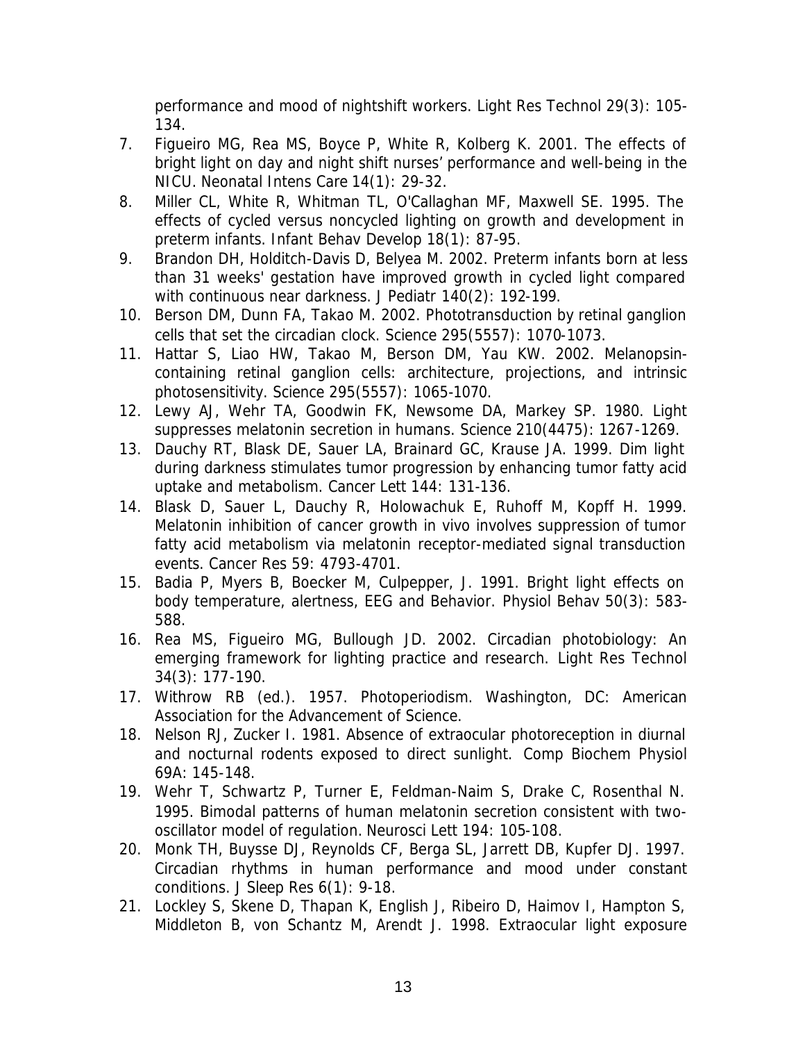performance and mood of nightshift workers. Light Res Technol 29(3): 105-134.

7. Figueiro MG, Rea MS, Boyce P, White R, Kolberg K. 2001. The effects of bright light on day and night shift nurses' performance and well-being in the NICU. Neonatal Intens Care 14(1): 29-32.
8. Miller CL, White R, Whitman TL, O'Callaghan MF, Maxwell SE. 1995. The effects of cycled versus noncycled lighting on growth and development in preterm infants. Infant Behav Develop 18(1): 87-95.
9. Brandon DH, Holditch-Davis D, Belyea M. 2002. Preterm infants born at less than 31 weeks' gestation have improved growth in cycled light compared with continuous near darkness. J Pediatr 140(2): 192-199.
10. Berson DM, Dunn FA, Takao M. 2002. Phototransduction by retinal ganglion cells that set the circadian clock. Science 295(5557): 1070-1073.
11. Hattar S, Liao HW, Takao M, Berson DM, Yau KW. 2002. Melanopsin-containing retinal ganglion cells: architecture, projections, and intrinsic photosensitivity. Science 295(5557): 1065-1070.
12. Lewy AJ, Wehr TA, Goodwin FK, Newsome DA, Markey SP. 1980. Light suppresses melatonin secretion in humans. Science 210(4475): 1267-1269.
13. Dauchy RT, Blask DE, Sauer LA, Brainard GC, Krause JA. 1999. Dim light during darkness stimulates tumor progression by enhancing tumor fatty acid uptake and metabolism. Cancer Lett 144: 131-136.
14. Blask D, Sauer L, Dauchy R, Holowachuk E, Ruhoff M, Kopff H. 1999. Melatonin inhibition of cancer growth in vivo involves suppression of tumor fatty acid metabolism via melatonin receptor-mediated signal transduction events. Cancer Res 59: 4793-4701.
15. Badia P, Myers B, Boecker M, Culpepper, J. 1991. Bright light effects on body temperature, alertness, EEG and Behavior. Physiol Behav 50(3): 583-588.
16. Rea MS, Figueiro MG, Bullough JD. 2002. Circadian photobiology: An emerging framework for lighting practice and research. Light Res Technol 34(3): 177-190.
17. Withrow RB (ed.). 1957. Photoperiodism. Washington, DC: American Association for the Advancement of Science.
18. Nelson RJ, Zucker I. 1981. Absence of extraocular photoreception in diurnal and nocturnal rodents exposed to direct sunlight. Comp Biochem Physiol 69A: 145-148.
19. Wehr T, Schwartz P, Turner E, Feldman-Naim S, Drake C, Rosenthal N. 1995. Bimodal patterns of human melatonin secretion consistent with two-oscillator model of regulation. Neurosci Lett 194: 105-108.
20. Monk TH, Buysse DJ, Reynolds CF, Berga SL, Jarrett DB, Kupfer DJ. 1997. Circadian rhythms in human performance and mood under constant conditions. J Sleep Res 6(1): 9-18.
21. Lockley S, Skene D, Thapan K, English J, Ribeiro D, Haimov I, Hampton S, Middleton B, von Schantz M, Arendt J. 1998. Extraocular light exposure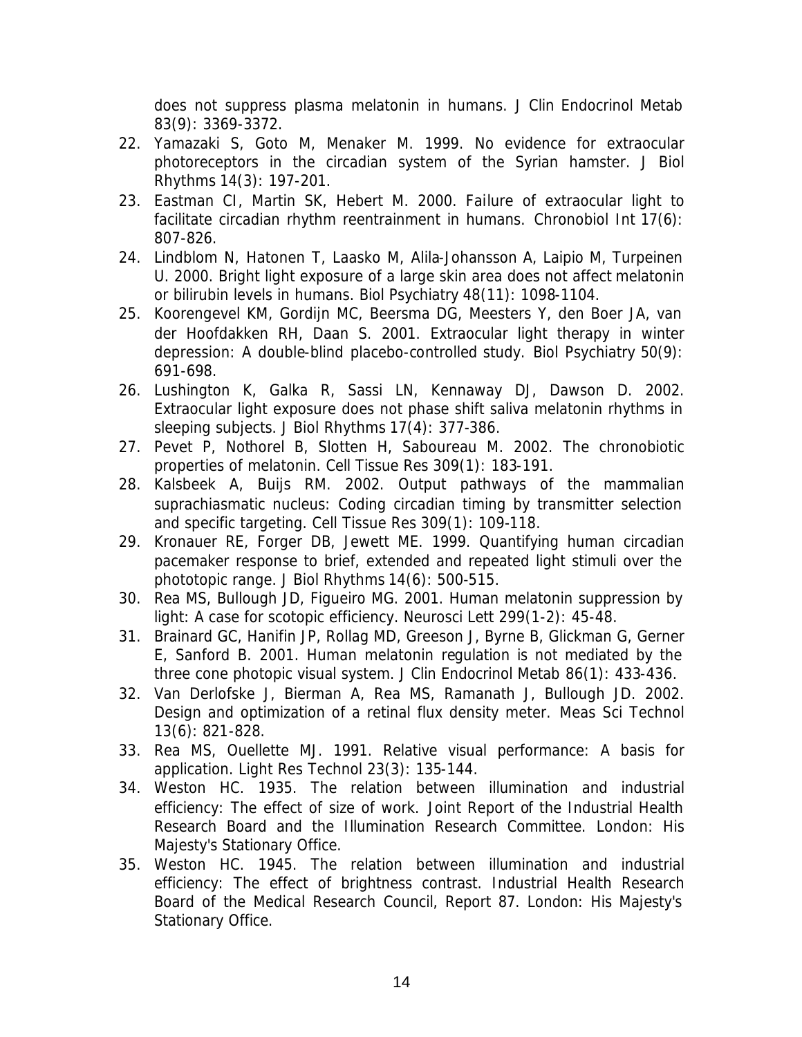does not suppress plasma melatonin in humans. J Clin Endocrinol Metab 83(9): 3369-3372.

22. Yamazaki S, Goto M, Menaker M. 1999. No evidence for extraocular photoreceptors in the circadian system of the Syrian hamster. J Biol Rhythms 14(3): 197-201.
23. Eastman CI, Martin SK, Hebert M. 2000. Failure of extraocular light to facilitate circadian rhythm reentrainment in humans. Chronobiol Int 17(6): 807-826.
24. Lindblom N, Hatonen T, Laasko M, Alila-Johansson A, Laipio M, Turpeinen U. 2000. Bright light exposure of a large skin area does not affect melatonin or bilirubin levels in humans. Biol Psychiatry 48(11): 1098-1104.
25. Koorengevel KM, Gordijn MC, Beersma DG, Meesters Y, den Boer JA, van der Hoofdakken RH, Daan S. 2001. Extraocular light therapy in winter depression: A double-blind placebo-controlled study. Biol Psychiatry 50(9): 691-698.
26. Lushington K, Galka R, Sassi LN, Kennaway DJ, Dawson D. 2002. Extraocular light exposure does not phase shift saliva melatonin rhythms in sleeping subjects. J Biol Rhythms 17(4): 377-386.
27. Pevet P, Nothorel B, Slotten H, Saboureau M. 2002. The chronobiotic properties of melatonin. Cell Tissue Res 309(1): 183-191.
28. Kalsbeek A, Buijs RM. 2002. Output pathways of the mammalian suprachiasmatic nucleus: Coding circadian timing by transmitter selection and specific targeting. Cell Tissue Res 309(1): 109-118.
29. Kronauer RE, Forger DB, Jewett ME. 1999. Quantifying human circadian pacemaker response to brief, extended and repeated light stimuli over the phototopic range. J Biol Rhythms 14(6): 500-515.
30. Rea MS, Bullough JD, Figueiro MG. 2001. Human melatonin suppression by light: A case for scotopic efficiency. Neurosci Lett 299(1-2): 45-48.
31. Brainard GC, Hanifin JP, Rollag MD, Greeson J, Byrne B, Glickman G, Gerner E, Sanford B. 2001. Human melatonin regulation is not mediated by the three cone photopic visual system. J Clin Endocrinol Metab 86(1): 433-436.
32. Van Derlofske J, Bierman A, Rea MS, Ramanath J, Bullough JD. 2002. Design and optimization of a retinal flux density meter. Meas Sci Technol 13(6): 821-828.
33. Rea MS, Ouellette MJ. 1991. Relative visual performance: A basis for application. Light Res Technol 23(3): 135-144.
34. Weston HC. 1935. The relation between illumination and industrial efficiency: The effect of size of work. Joint Report of the Industrial Health Research Board and the Illumination Research Committee. London: His Majesty's Stationary Office.
35. Weston HC. 1945. The relation between illumination and industrial efficiency: The effect of brightness contrast. Industrial Health Research Board of the Medical Research Council, Report 87. London: His Majesty's Stationary Office.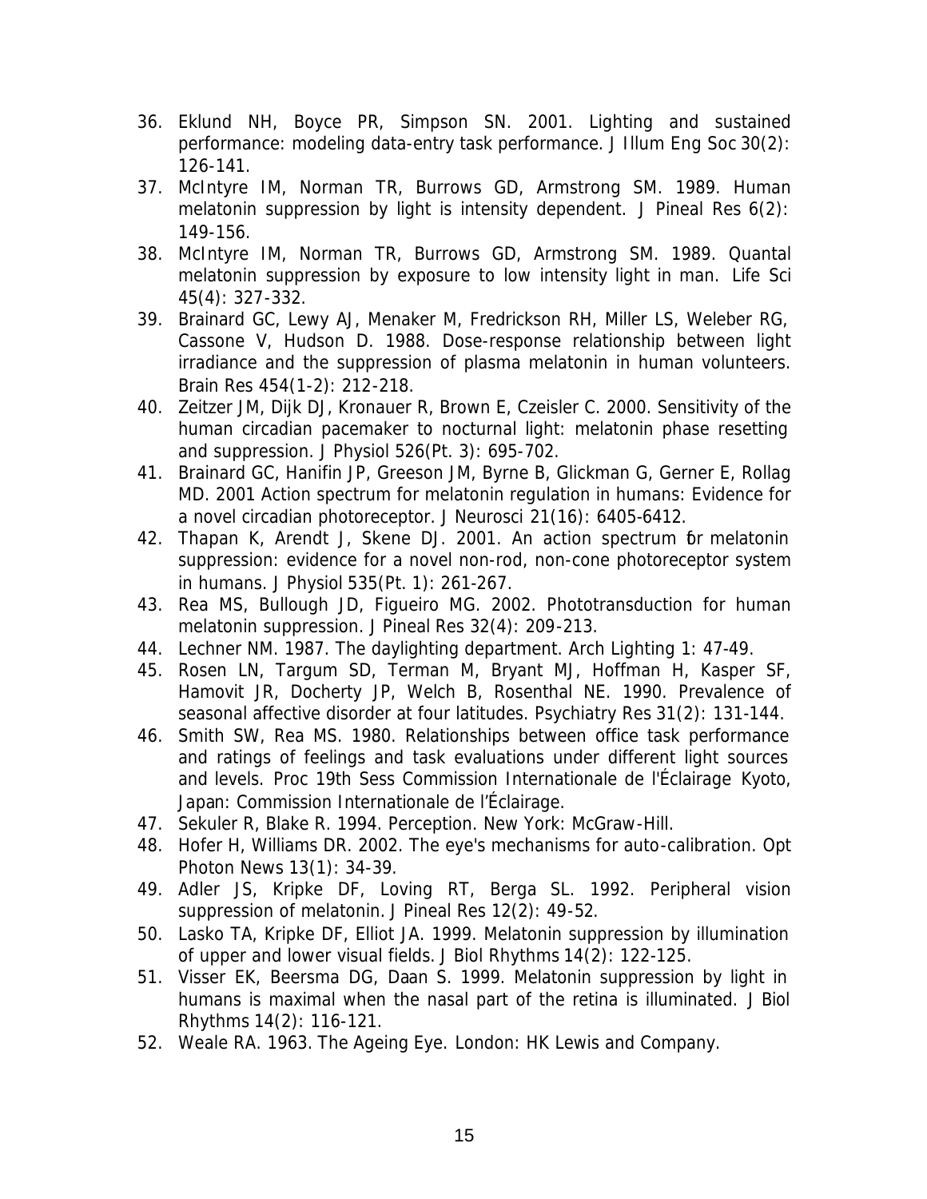36. Eklund NH, Boyce PR, Simpson SN. 2001. Lighting and sustained performance: modeling data-entry task performance. J Illum Eng Soc 30(2): 126-141.
37. McIntyre IM, Norman TR, Burrows GD, Armstrong SM. 1989. Human melatonin suppression by light is intensity dependent. J Pineal Res 6(2): 149-156.
38. McIntyre IM, Norman TR, Burrows GD, Armstrong SM. 1989. Quantal melatonin suppression by exposure to low intensity light in man. Life Sci 45(4): 327-332.
39. Brainard GC, Lewy AJ, Menaker M, Fredrickson RH, Miller LS, Weleber RG, Cassone V, Hudson D. 1988. Dose-response relationship between light irradiance and the suppression of plasma melatonin in human volunteers. Brain Res 454(1-2): 212-218.
40. Zeitzer JM, Dijk DJ, Kronauer R, Brown E, Czeisler C. 2000. Sensitivity of the human circadian pacemaker to nocturnal light: melatonin phase resetting and suppression. J Physiol 526(Pt. 3): 695-702.
41. Brainard GC, Hanifin JP, Greeson JM, Byrne B, Glickman G, Gerner E, Rollag MD. 2001 Action spectrum for melatonin regulation in humans: Evidence for a novel circadian photoreceptor. J Neurosci 21(16): 6405-6412.
42. Thapan K, Arendt J, Skene DJ. 2001. An action spectrum for melatonin suppression: evidence for a novel non-rod, non-cone photoreceptor system in humans. J Physiol 535(Pt. 1): 261-267.
43. Rea MS, Bullough JD, Figueiro MG. 2002. Phototransduction for human melatonin suppression. J Pineal Res 32(4): 209-213.
44. Lechner NM. 1987. The daylighting department. Arch Lighting 1: 47-49.
45. Rosen LN, Targum SD, Terman M, Bryant MJ, Hoffman H, Kasper SF, Hamovit JR, Docherty JP, Welch B, Rosenthal NE. 1990. Prevalence of seasonal affective disorder at four latitudes. Psychiatry Res 31(2): 131-144.
46. Smith SW, Rea MS. 1980. Relationships between office task performance and ratings of feelings and task evaluations under different light sources and levels. Proc 19th Sess Commission Internationale de l'Éclairage Kyoto, Japan: Commission Internationale de l'Éclairage.
47. Sekuler R, Blake R. 1994. Perception. New York: McGraw-Hill.
48. Hofer H, Williams DR. 2002. The eye's mechanisms for auto-calibration. Opt Photon News 13(1): 34-39.
49. Adler JS, Kripke DF, Loving RT, Berga SL. 1992. Peripheral vision suppression of melatonin. J Pineal Res 12(2): 49-52.
50. Lasko TA, Kripke DF, Elliot JA. 1999. Melatonin suppression by illumination of upper and lower visual fields. J Biol Rhythms 14(2): 122-125.
51. Visser EK, Beersma DG, Daan S. 1999. Melatonin suppression by light in humans is maximal when the nasal part of the retina is illuminated. J Biol Rhythms 14(2): 116-121.
52. Weale RA. 1963. The Ageing Eye. London: HK Lewis and Company.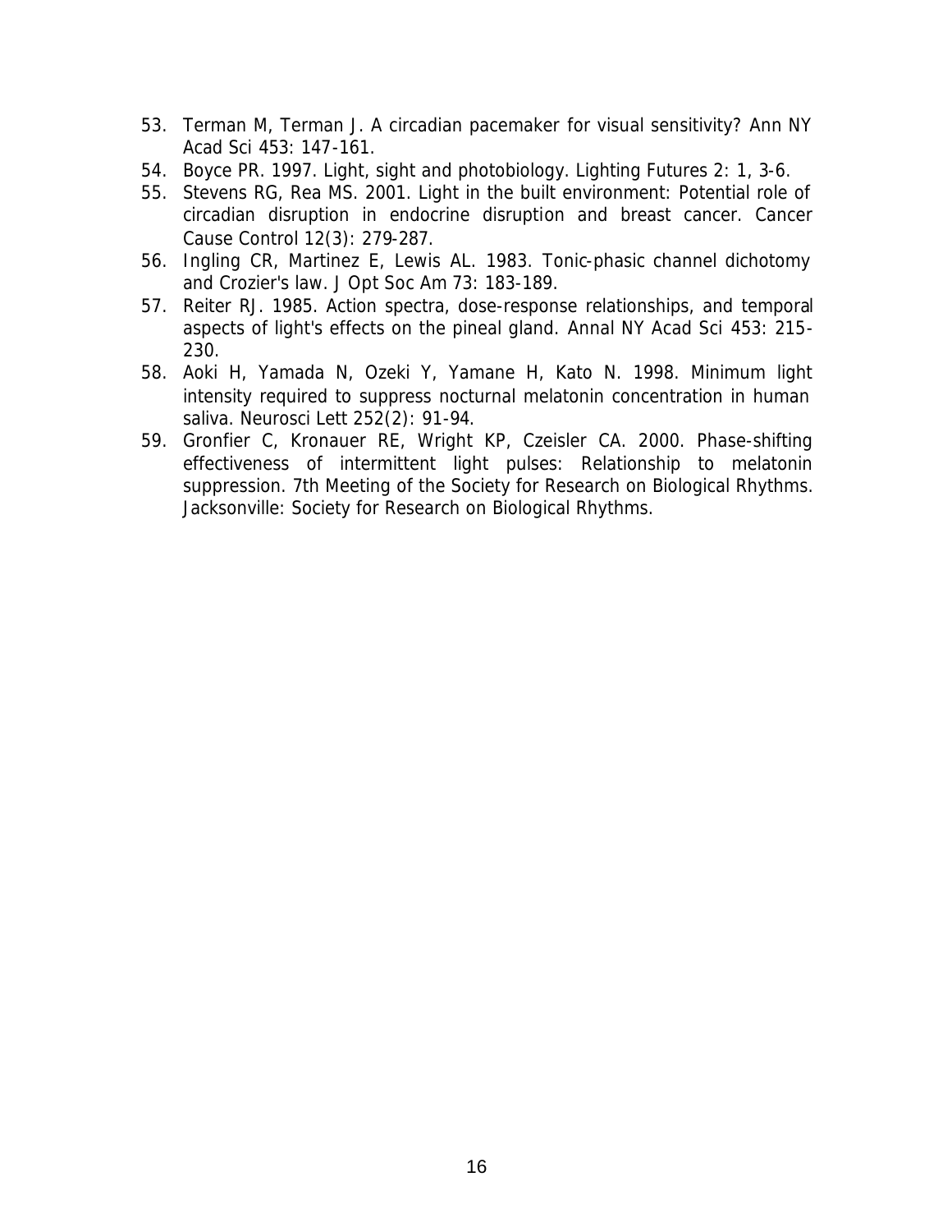53. Terman M, Terman J. A circadian pacemaker for visual sensitivity? Ann NY Acad Sci 453: 147-161.
54. Boyce PR. 1997. Light, sight and photobiology. Lighting Futures 2: 1, 3-6.
55. Stevens RG, Rea MS. 2001. Light in the built environment: Potential role of circadian disruption in endocrine disruption and breast cancer. Cancer Cause Control 12(3): 279-287.
56. Ingling CR, Martinez E, Lewis AL. 1983. Tonic-phasic channel dichotomy and Crozier's law. J Opt Soc Am 73: 183-189.
57. Reiter RJ. 1985. Action spectra, dose-response relationships, and temporal aspects of light's effects on the pineal gland. Annal NY Acad Sci 453: 215-230.
58. Aoki H, Yamada N, Ozeki Y, Yamane H, Kato N. 1998. Minimum light intensity required to suppress nocturnal melatonin concentration in human saliva. Neurosci Lett 252(2): 91-94.
59. Gronfier C, Kronauer RE, Wright KP, Czeisler CA. 2000. Phase-shifting effectiveness of intermittent light pulses: Relationship to melatonin suppression. 7th Meeting of the Society for Research on Biological Rhythms. Jacksonville: Society for Research on Biological Rhythms.